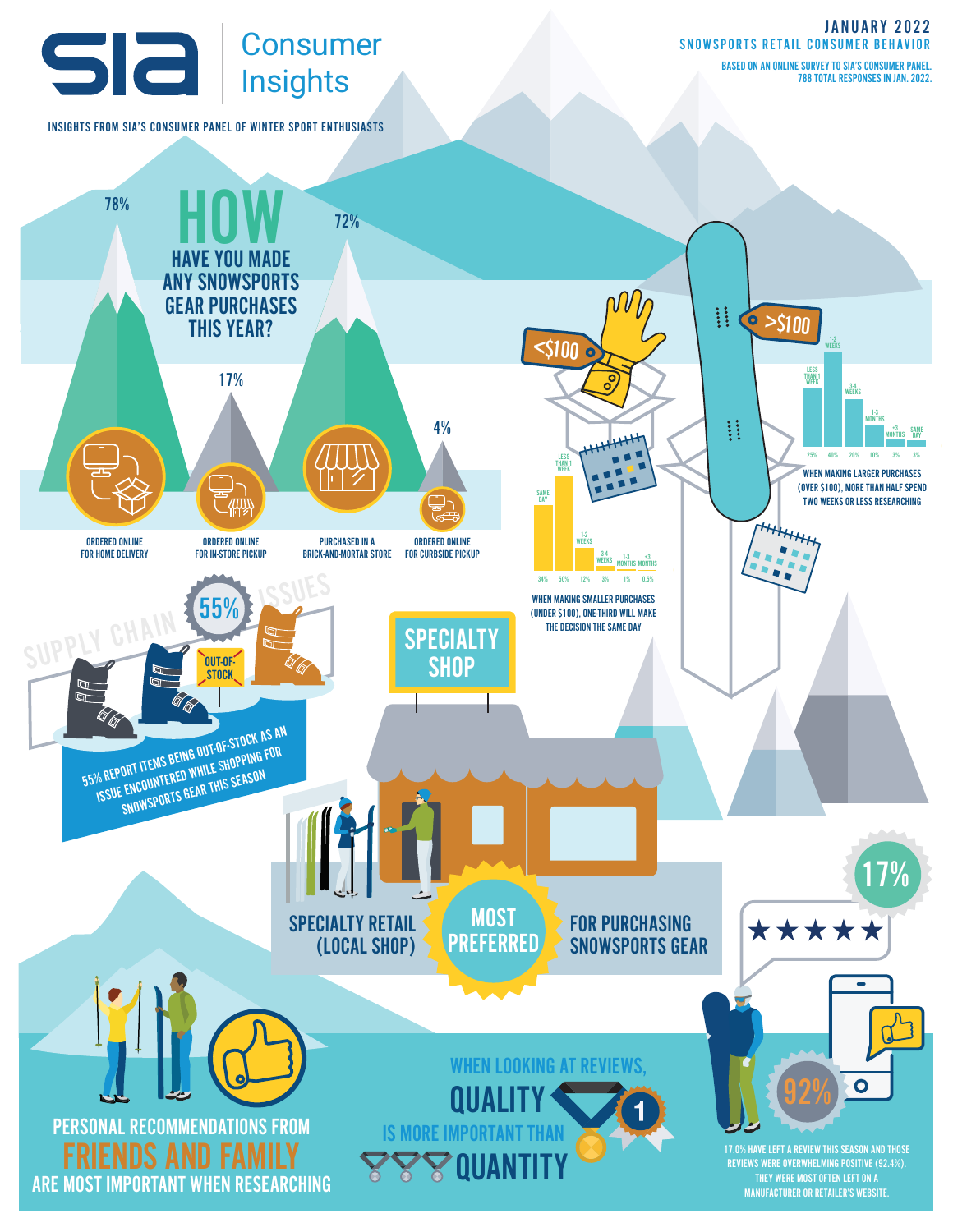# SIA Consumer Insights

INSIGHTS FROM SIA'S CONSUMER PANEL OF WINTER SPORT ENTHUSIASTS

**JANUARY 2022**
**SNOWSPORTS RETAIL CONSUMER BEHAVIOR**

BASED ON AN ONLINE SURVEY TO SIA'S CONSUMER PANEL. 788 TOTAL RESPONSES IN JAN. 2022.

## HOW HAVE YOU MADE ANY SNOWSPORTS GEAR PURCHASES THIS YEAR?

| Method | % |
|---|---|
| ORDERED ONLINE FOR HOME DELIVERY | 78% |
| ORDERED ONLINE FOR IN-STORE PICKUP | 17% |
| PURCHASED IN A BRICK-AND-MORTAR STORE | 72% |
| ORDERED ONLINE FOR CURBSIDE PICKUP | 4% |

## <$100

| SAME DAY | LESS THAN 1 WEEK | 1-2 WEEKS | 3-4 WEEKS | 1-3 MONTHS | +3 MONTHS |
|---|---|---|---|---|---|
| 34% | 50% | 12% | 3% | 1% | 0.5% |

WHEN MAKING SMALLER PURCHASES (UNDER $100), ONE-THIRD WILL MAKE THE DECISION THE SAME DAY

## >$100

| LESS THAN 1 WEEK | 1-2 WEEKS | 3-4 WEEKS | 1-3 MONTHS | +3 MONTHS | SAME DAY |
|---|---|---|---|---|---|
| 25% | 40% | 20% | 10% | 3% | 3% |

WHEN MAKING LARGER PURCHASES (OVER $100), MORE THAN HALF SPEND TWO WEEKS OR LESS RESEARCHING

## SUPPLY CHAIN ISSUES

55%

OUT-OF-STOCK

55% REPORT ITEMS BEING OUT-OF-STOCK AS AN ISSUE ENCOUNTERED WHILE SHOPPING FOR SNOWSPORTS GEAR THIS SEASON

## SPECIALTY SHOP

SPECIALTY RETAIL (LOCAL SHOP) **MOST PREFERRED** FOR PURCHASING SNOWSPORTS GEAR

PERSONAL RECOMMENDATIONS FROM **FRIENDS AND FAMILY** ARE MOST IMPORTANT WHEN RESEARCHING

WHEN LOOKING AT REVIEWS, **QUALITY** IS MORE IMPORTANT THAN **QUANTITY**

17% ★★★★★ 92%

17.0% HAVE LEFT A REVIEW THIS SEASON AND THOSE REVIEWS WERE OVERWHELMINGLY POSITIVE (92.4%). THEY WERE MOST OFTEN LEFT ON A MANUFACTURER OR RETAILER'S WEBSITE.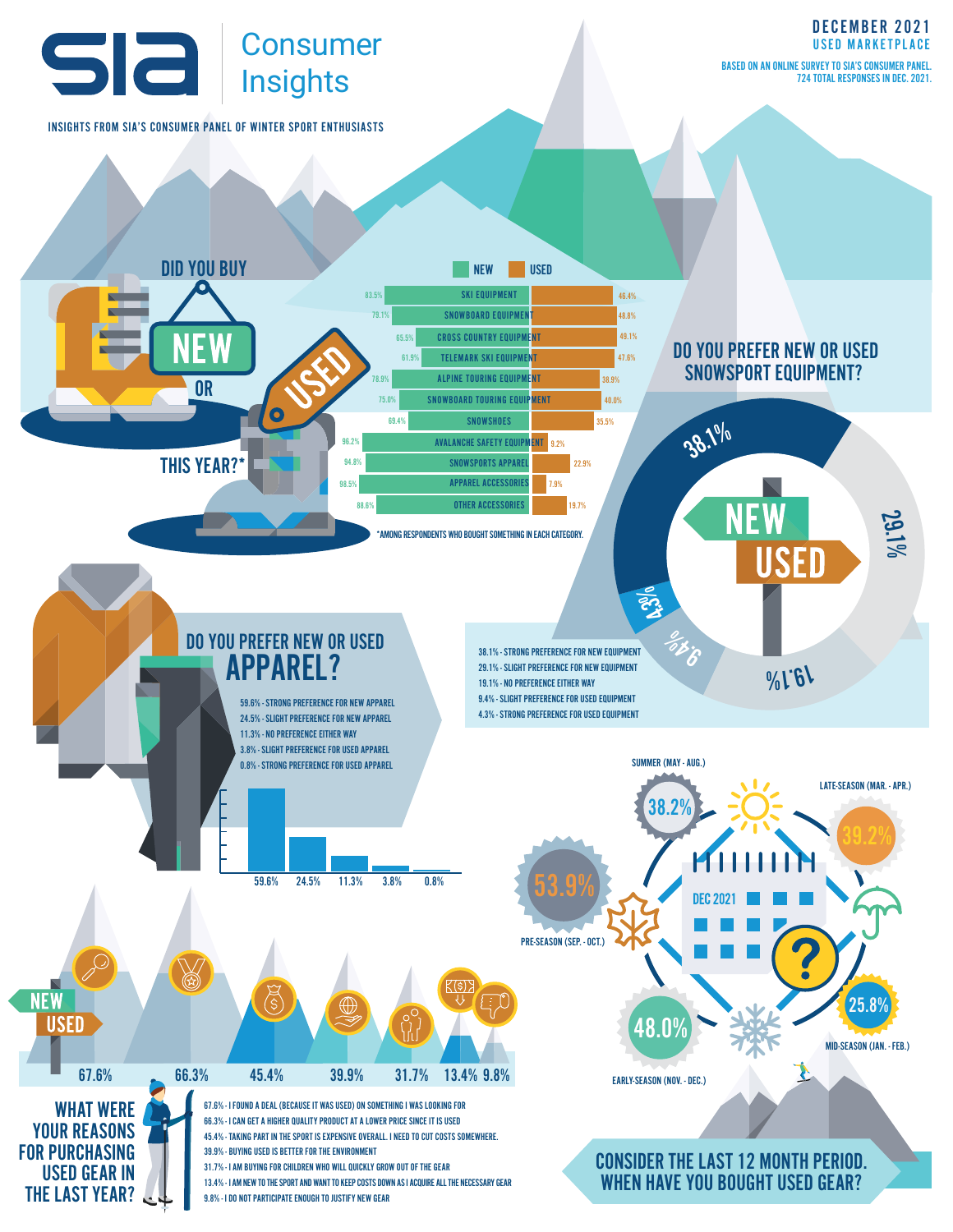# SIA Consumer Insights

INSIGHTS FROM SIA'S CONSUMER PANEL OF WINTER SPORT ENTHUSIASTS

**DECEMBER 2021**
**USED MARKETPLACE**

BASED ON AN ONLINE SURVEY TO SIA'S CONSUMER PANEL. 724 TOTAL RESPONSES IN DEC. 2021.

## DID YOU BUY NEW OR USED THIS YEAR?*

| Category | New | Used |
|---|---|---|
| SKI EQUIPMENT | 83.5% | 46.4% |
| SNOWBOARD EQUIPMENT | 79.1% | 48.8% |
| CROSS COUNTRY EQUIPMENT | 65.5% | 49.1% |
| TELEMARK SKI EQUIPMENT | 61.9% | 47.6% |
| ALPINE TOURING EQUIPMENT | 78.9% | 38.9% |
| SNOWBOARD TOURING EQUIPMENT | 75.0% | 40.0% |
| SNOWSHOES | 69.4% | 35.5% |
| AVALANCHE SAFETY EQUIPMENT | 96.2% | 9.2% |
| SNOWSPORTS APPAREL | 94.8% | 22.9% |
| APPAREL ACCESSORIES | 98.5% | 7.9% |
| OTHER ACCESSORIES | 88.6% | 19.7% |

*AMONG RESPONDENTS WHO BOUGHT SOMETHING IN EACH CATEGORY.

## DO YOU PREFER NEW OR USED SNOWSPORT EQUIPMENT?

- 38.1% - STRONG PREFERENCE FOR NEW EQUIPMENT
- 29.1% - SLIGHT PREFERENCE FOR NEW EQUIPMENT
- 19.1% - NO PREFERENCE EITHER WAY
- 9.4% - SLIGHT PREFERENCE FOR USED EQUIPMENT
- 4.3% - STRONG PREFERENCE FOR USED EQUIPMENT

## DO YOU PREFER NEW OR USED APPAREL?

- 59.6% - STRONG PREFERENCE FOR NEW APPAREL
- 24.5% - SLIGHT PREFERENCE FOR NEW APPAREL
- 11.3% - NO PREFERENCE EITHER WAY
- 3.8% - SLIGHT PREFERENCE FOR USED APPAREL
- 0.8% - STRONG PREFERENCE FOR USED APPAREL

## CONSIDER THE LAST 12 MONTH PERIOD. WHEN HAVE YOU BOUGHT USED GEAR?

- PRE-SEASON (SEP. - OCT.): 53.9%
- EARLY-SEASON (NOV. - DEC.): 48.0%
- MID-SEASON (JAN. - FEB.): 25.8%
- LATE-SEASON (MAR. - APR.): 39.2%
- SUMMER (MAY - AUG.): 38.2%

## WHAT WERE YOUR REASONS FOR PURCHASING USED GEAR IN THE LAST YEAR?

- 67.6% - I FOUND A DEAL (BECAUSE IT WAS USED) ON SOMETHING I WAS LOOKING FOR
- 66.3% - I CAN GET A HIGHER QUALITY PRODUCT AT A LOWER PRICE SINCE IT IS USED
- 45.4% - TAKING PART IN THE SPORT IS EXPENSIVE OVERALL. I NEED TO CUT COSTS SOMEWHERE.
- 39.9% - BUYING USED IS BETTER FOR THE ENVIRONMENT
- 31.7% - I AM BUYING FOR CHILDREN WHO WILL QUICKLY GROW OUT OF THE GEAR
- 13.4% - I AM NEW TO THE SPORT AND WANT TO KEEP COSTS DOWN AS I ACQUIRE ALL THE NECESSARY GEAR
- 9.8% - I DO NOT PARTICIPATE ENOUGH TO JUSTIFY NEW GEAR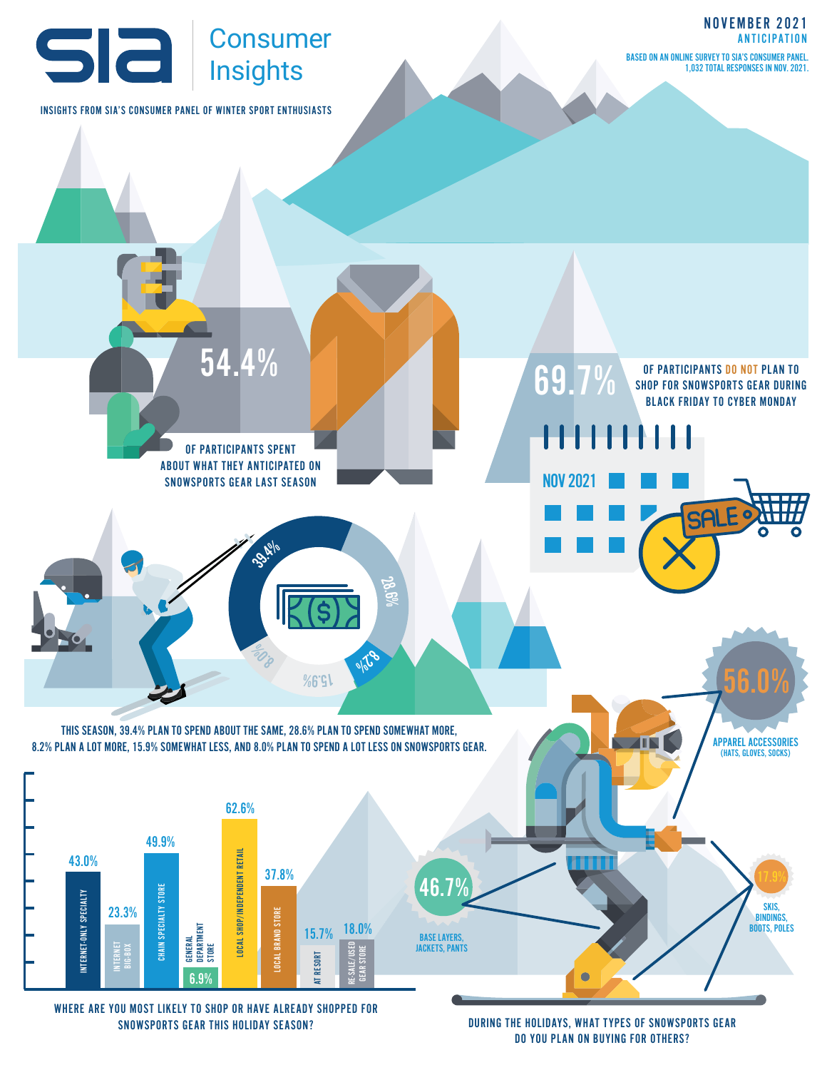# SIA Consumer Insights

INSIGHTS FROM SIA'S CONSUMER PANEL OF WINTER SPORT ENTHUSIASTS

**NOVEMBER 2021**
**ANTICIPATION**

BASED ON AN ONLINE SURVEY TO SIA'S CONSUMER PANEL. 1,032 TOTAL RESPONSES IN NOV. 2021.

**54.4%** OF PARTICIPANTS SPENT ABOUT WHAT THEY ANTICIPATED ON SNOWSPORTS GEAR LAST SEASON

**69.7%** OF PARTICIPANTS DO NOT PLAN TO SHOP FOR SNOWSPORTS GEAR DURING BLACK FRIDAY TO CYBER MONDAY

THIS SEASON, 39.4% PLAN TO SPEND ABOUT THE SAME, 28.6% PLAN TO SPEND SOMEWHAT MORE, 8.2% PLAN A LOT MORE, 15.9% SOMEWHAT LESS, AND 8.0% PLAN TO SPEND A LOT LESS ON SNOWSPORTS GEAR.

## WHERE ARE YOU MOST LIKELY TO SHOP OR HAVE ALREADY SHOPPED FOR SNOWSPORTS GEAR THIS HOLIDAY SEASON?

| Store Type | % |
|---|---|
| Internet-Only Specialty | 43.0% |
| Internet Big-Box | 23.3% |
| Chain Specialty Store | 49.9% |
| General Department Store | 6.9% |
| Local Shop/Independent Retail | 62.6% |
| Local Brand Store | 37.8% |
| At Resort | 15.7% |
| Re-Sale/Used Gear Store | 18.0% |

## DURING THE HOLIDAYS, WHAT TYPES OF SNOWSPORTS GEAR DO YOU PLAN ON BUYING FOR OTHERS?

| Gear Type | % |
|---|---|
| Apparel Accessories (Hats, Gloves, Socks) | 56.0% |
| Base Layers, Jackets, Pants | 46.7% |
| Skis, Bindings, Boots, Poles | 17.9% |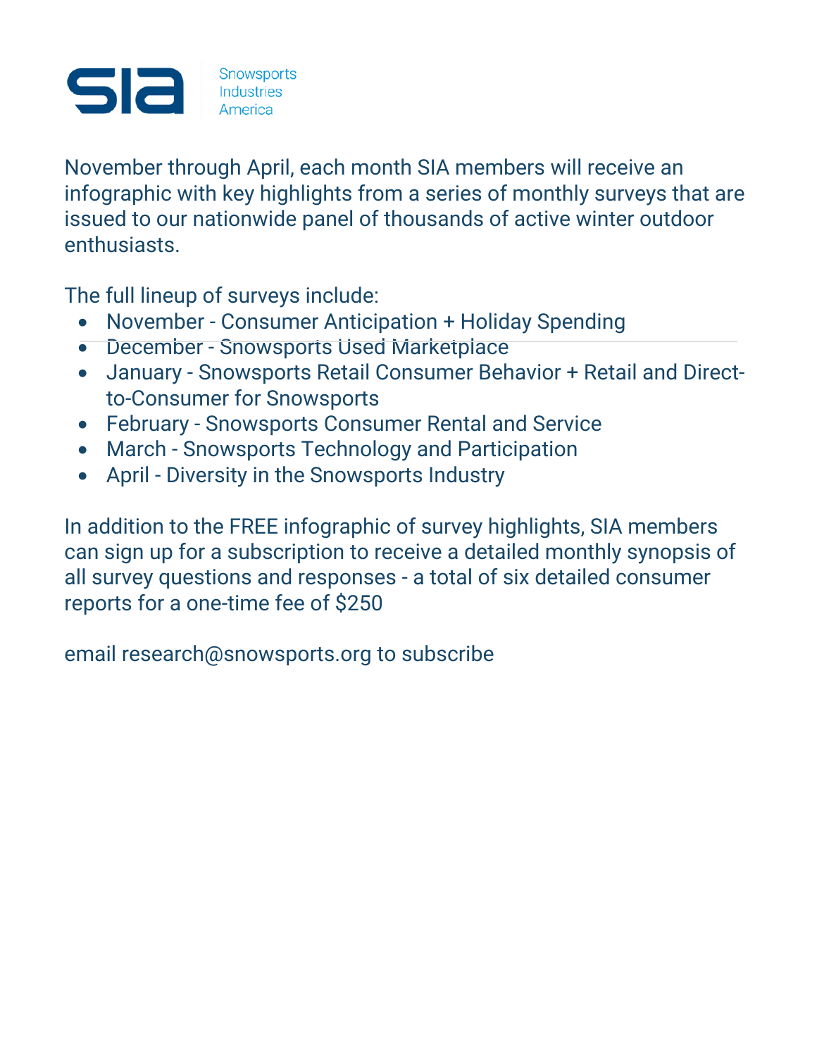SIA Snowsports Industries America

November through April, each month SIA members will receive an infographic with key highlights from a series of monthly surveys that are issued to our nationwide panel of thousands of active winter outdoor enthusiasts.

The full lineup of surveys include:

- November - Consumer Anticipation + Holiday Spending
- December - Snowsports Used Marketplace
- January - Snowsports Retail Consumer Behavior + Retail and Direct-to-Consumer for Snowsports
- February - Snowsports Consumer Rental and Service
- March - Snowsports Technology and Participation
- April - Diversity in the Snowsports Industry

In addition to the FREE infographic of survey highlights, SIA members can sign up for a subscription to receive a detailed monthly synopsis of all survey questions and responses - a total of six detailed consumer reports for a one-time fee of $250

email research@snowsports.org to subscribe